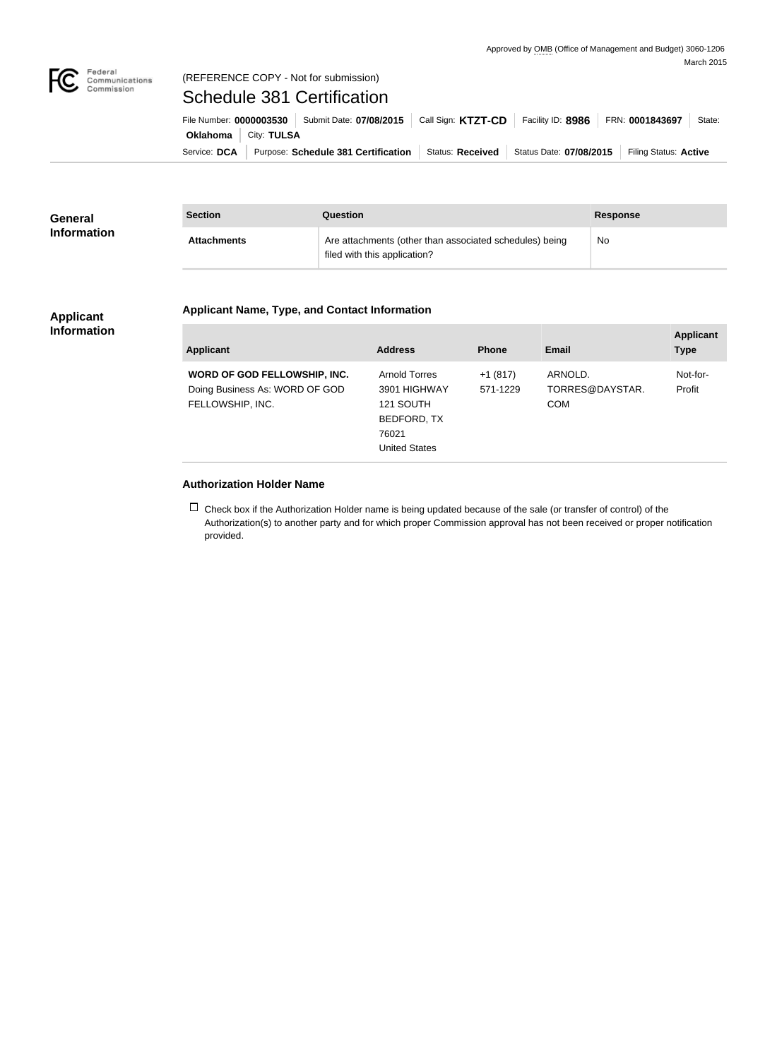Approved by OMB (Office of Management and Budget) 3060-1206
March 2015

(REFERENCE COPY - Not for submission)

# Schedule 381 Certification

File Number: **0000003530** | Submit Date: **07/08/2015** | Call Sign: **KTZT-CD** | Facility ID: **8986** | FRN: **0001843697** | State: **Oklahoma** | City: **TULSA**

Service: **DCA** | Purpose: **Schedule 381 Certification** | Status: **Received** | Status Date: **07/08/2015** | Filing Status: **Active**

## General Information

| Section | Question | Response |
|---|---|---|
| **Attachments** | Are attachments (other than associated schedules) being filed with this application? | No |

## Applicant Information

### Applicant Name, Type, and Contact Information

| Applicant | Address | Phone | Email | Applicant Type |
|---|---|---|---|---|
| **WORD OF GOD FELLOWSHIP, INC.** Doing Business As: WORD OF GOD FELLOWSHIP, INC. | Arnold Torres 3901 HIGHWAY 121 SOUTH BEDFORD, TX 76021 United States | +1 (817) 571-1229 | ARNOLD.TORRES@DAYSTAR.COM | Not-for-Profit |

### Authorization Holder Name

☐ Check box if the Authorization Holder name is being updated because of the sale (or transfer of control) of the Authorization(s) to another party and for which proper Commission approval has not been received or proper notification provided.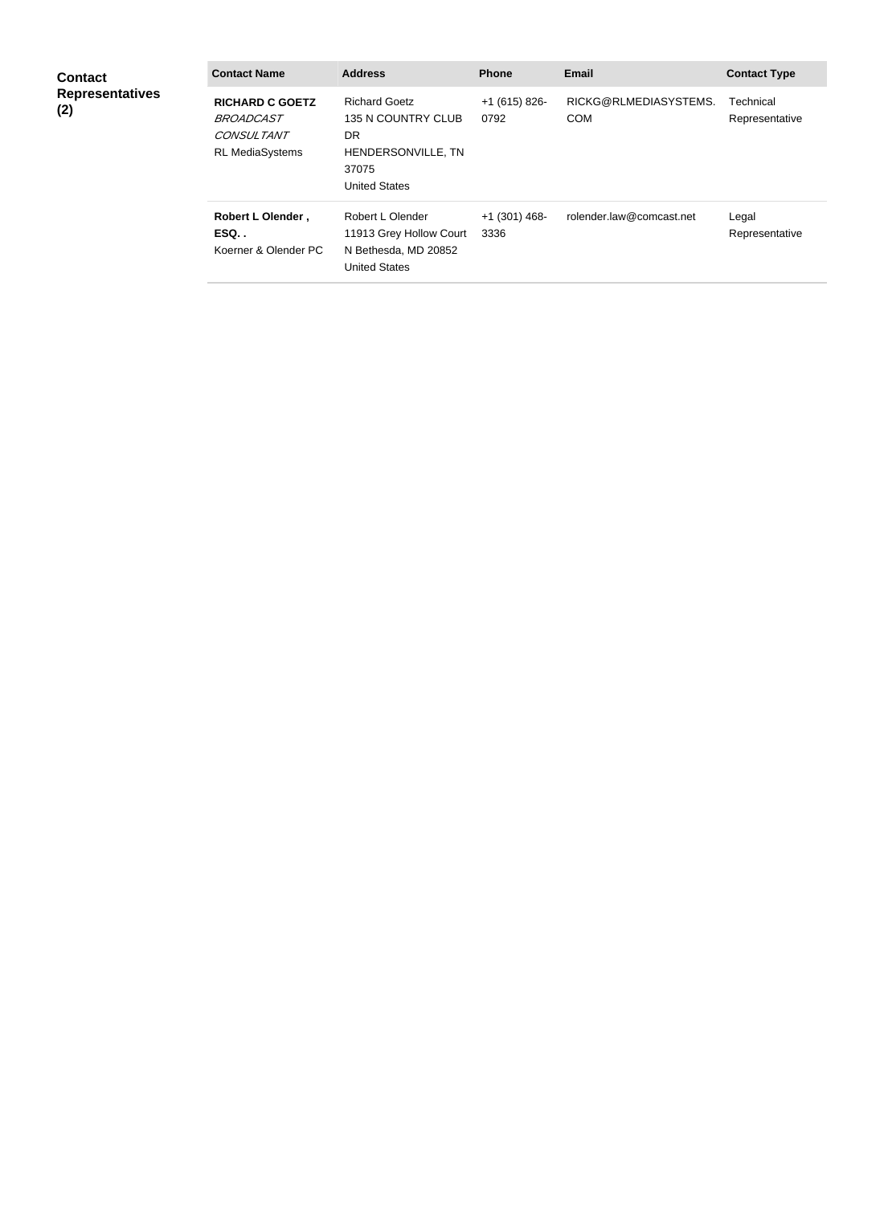**Contact Representatives (2)**

| Contact Name | Address | Phone | Email | Contact Type |
| --- | --- | --- | --- | --- |
| **RICHARD C GOETZ** *BROADCAST CONSULTANT* RL MediaSystems | Richard Goetz 135 N COUNTRY CLUB DR HENDERSONVILLE, TN 37075 United States | +1 (615) 826-0792 | RICKG@RLMEDIASYSTEMS.COM | Technical Representative |
| **Robert L Olender , ESQ. .** Koerner & Olender PC | Robert L Olender 11913 Grey Hollow Court N Bethesda, MD 20852 United States | +1 (301) 468-3336 | rolender.law@comcast.net | Legal Representative |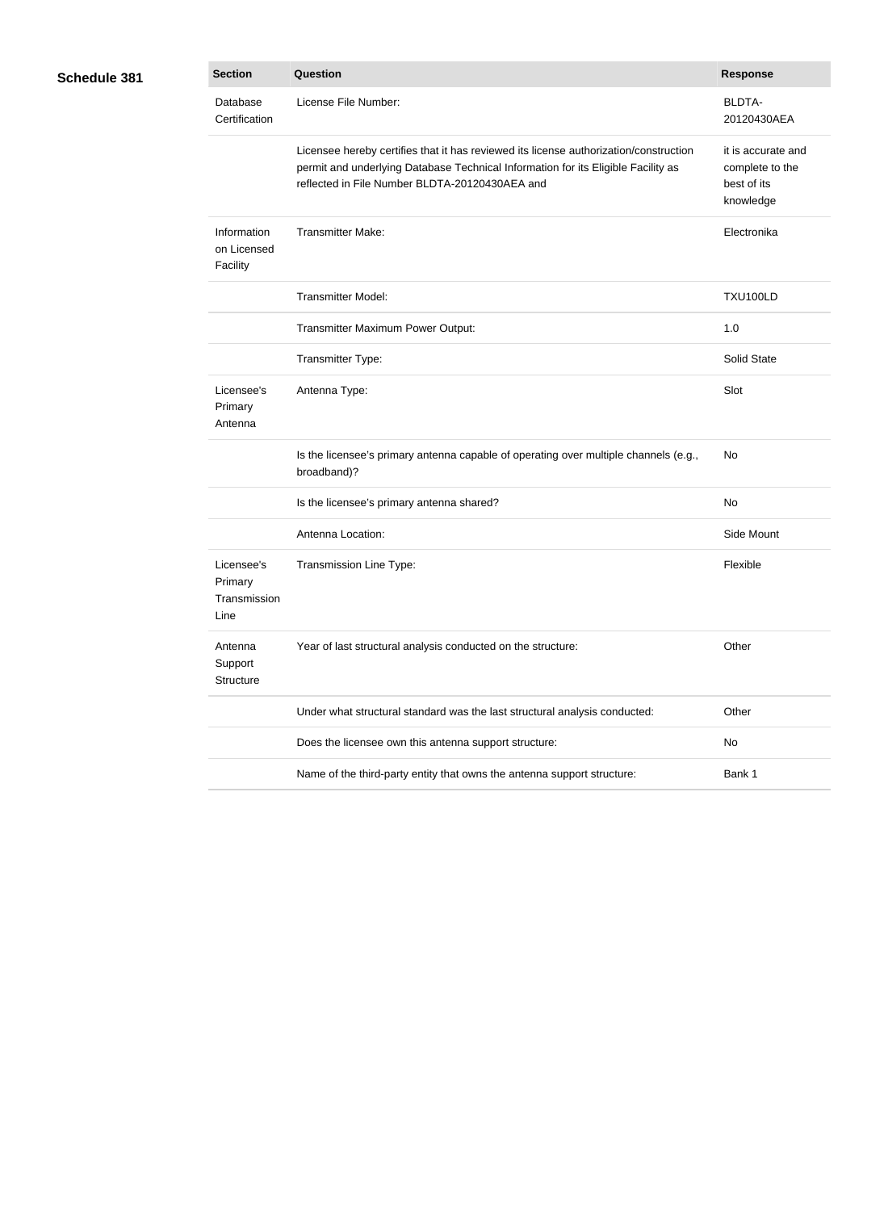**Schedule 381**

| Section | Question | Response |
|---|---|---|
| Database Certification | License File Number: | BLDTA-20120430AEA |
| | Licensee hereby certifies that it has reviewed its license authorization/construction permit and underlying Database Technical Information for its Eligible Facility as reflected in File Number BLDTA-20120430AEA and | it is accurate and complete to the best of its knowledge |
| Information on Licensed Facility | Transmitter Make: | Electronika |
| | Transmitter Model: | TXU100LD |
| | Transmitter Maximum Power Output: | 1.0 |
| | Transmitter Type: | Solid State |
| Licensee's Primary Antenna | Antenna Type: | Slot |
| | Is the licensee's primary antenna capable of operating over multiple channels (e.g., broadband)? | No |
| | Is the licensee's primary antenna shared? | No |
| | Antenna Location: | Side Mount |
| Licensee's Primary Transmission Line | Transmission Line Type: | Flexible |
| Antenna Support Structure | Year of last structural analysis conducted on the structure: | Other |
| | Under what structural standard was the last structural analysis conducted: | Other |
| | Does the licensee own this antenna support structure: | No |
| | Name of the third-party entity that owns the antenna support structure: | Bank 1 |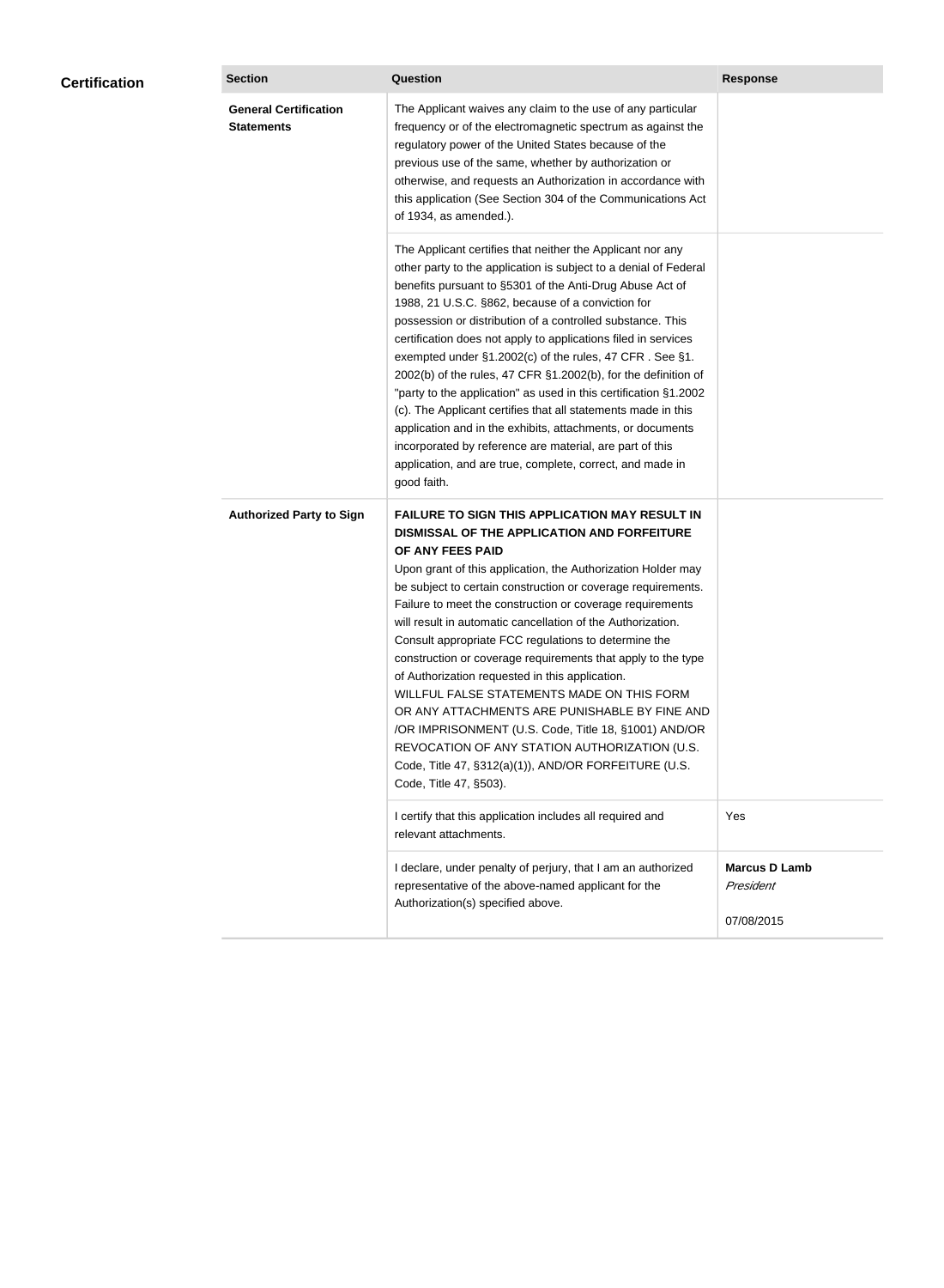## Certification

| Section | Question | Response |
| --- | --- | --- |
| **General Certification Statements** | The Applicant waives any claim to the use of any particular frequency or of the electromagnetic spectrum as against the regulatory power of the United States because of the previous use of the same, whether by authorization or otherwise, and requests an Authorization in accordance with this application (See Section 304 of the Communications Act of 1934, as amended.). | |
| | The Applicant certifies that neither the Applicant nor any other party to the application is subject to a denial of Federal benefits pursuant to §5301 of the Anti-Drug Abuse Act of 1988, 21 U.S.C. §862, because of a conviction for possession or distribution of a controlled substance. This certification does not apply to applications filed in services exempted under §1.2002(c) of the rules, 47 CFR . See §1. 2002(b) of the rules, 47 CFR §1.2002(b), for the definition of "party to the application" as used in this certification §1.2002 (c). The Applicant certifies that all statements made in this application and in the exhibits, attachments, or documents incorporated by reference are material, are part of this application, and are true, complete, correct, and made in good faith. | |
| **Authorized Party to Sign** | **FAILURE TO SIGN THIS APPLICATION MAY RESULT IN DISMISSAL OF THE APPLICATION AND FORFEITURE OF ANY FEES PAID** Upon grant of this application, the Authorization Holder may be subject to certain construction or coverage requirements. Failure to meet the construction or coverage requirements will result in automatic cancellation of the Authorization. Consult appropriate FCC regulations to determine the construction or coverage requirements that apply to the type of Authorization requested in this application. WILLFUL FALSE STATEMENTS MADE ON THIS FORM OR ANY ATTACHMENTS ARE PUNISHABLE BY FINE AND /OR IMPRISONMENT (U.S. Code, Title 18, §1001) AND/OR REVOCATION OF ANY STATION AUTHORIZATION (U.S. Code, Title 47, §312(a)(1)), AND/OR FORFEITURE (U.S. Code, Title 47, §503). | |
| | I certify that this application includes all required and relevant attachments. | Yes |
| | I declare, under penalty of perjury, that I am an authorized representative of the above-named applicant for the Authorization(s) specified above. | **Marcus D Lamb** *President* 07/08/2015 |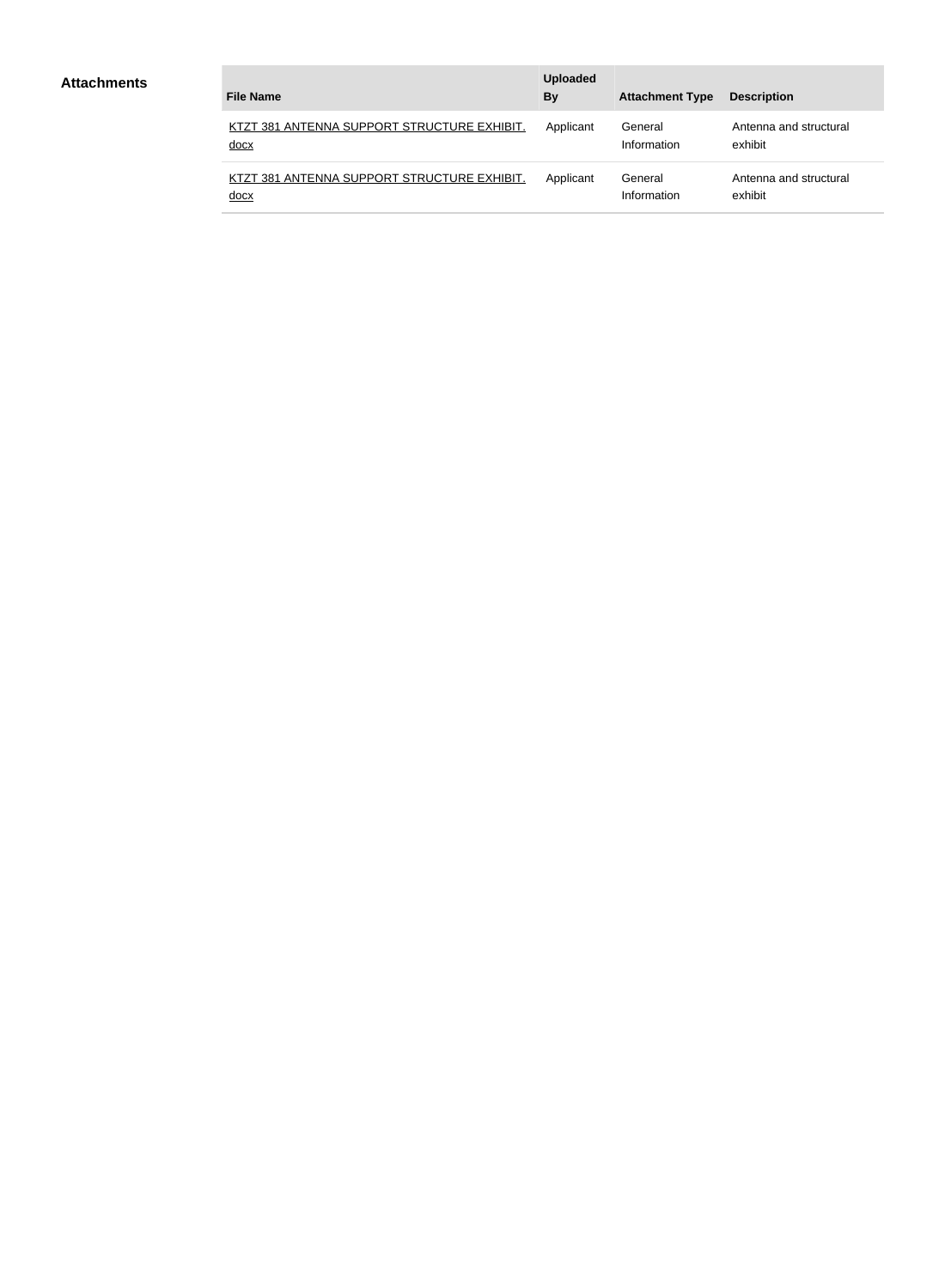**Attachments**

| File Name | Uploaded By | Attachment Type | Description |
| --- | --- | --- | --- |
| KTZT 381 ANTENNA SUPPORT STRUCTURE EXHIBIT.docx | Applicant | General Information | Antenna and structural exhibit |
| KTZT 381 ANTENNA SUPPORT STRUCTURE EXHIBIT.docx | Applicant | General Information | Antenna and structural exhibit |